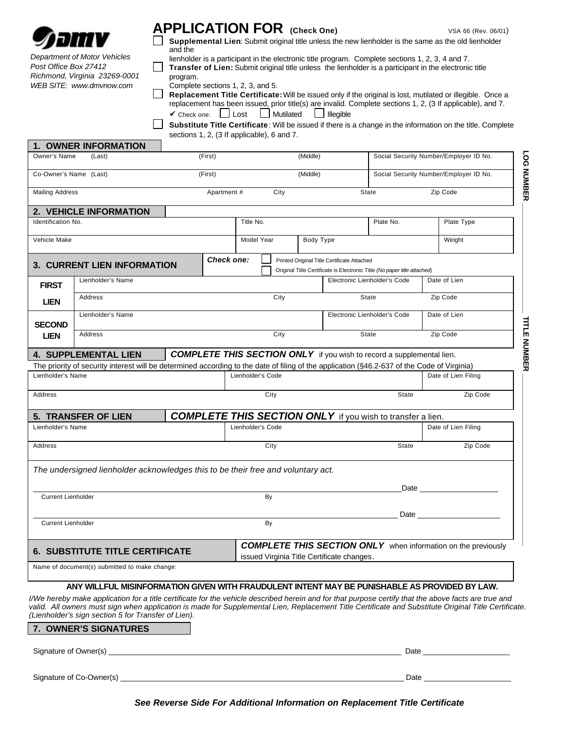**dmv**

*Department of Motor Vehicles*
*Post Office Box 27412*
*Richmond, Virginia 23269-0001*
*WEB SITE: www.dmvnow.com*

# APPLICATION FOR (Check One)

VSA 66 (Rev. 06/01)

- ☐ **Supplemental Lien**: Submit original title unless the new lienholder is the same as the old lienholder and the lienholder is a participant in the electronic title program. Complete sections 1, 2, 3, 4 and 7.
- ☐ **Transfer of Lien:** Submit original title unless the lienholder is a participant in the electronic title program. Complete sections 1, 2, 3, and 5.
- ☐ **Replacement Title Certificate:** Will be issued only if the original is lost, mutilated or illegible. Once a replacement has been issued, prior title(s) are invalid. Complete sections 1, 2, (3 If applicable), and 7.
  ✔ Check one: ☐ Lost ☐ Mutilated ☐ Illegible
- ☐ **Substitute Title Certificate**: Will be issued if there is a change in the information on the title. Complete sections 1, 2, (3 If applicable), 6 and 7.

LOG NUMBER ____________

TITLE NUMBER ____________

## 1. OWNER INFORMATION

| Owner's Name (Last) | (First) | (Middle) | Social Security Number/Employer ID No. |
|---|---|---|---|
| | | | |
| **Co-Owner's Name (Last)** | **(First)** | **(Middle)** | **Social Security Number/Employer ID No.** |
| | | | |

| Mailing Address | Apartment # | City | State | Zip Code |
|---|---|---|---|---|
| | | | | |

## 2. VEHICLE INFORMATION

| Identification No. | Title No. | | Plate No. | Plate Type |
|---|---|---|---|---|
| | | | | |
| **Vehicle Make** | **Model Year** | **Body Type** | | **Weight** |
| | | | | |

## 3. CURRENT LIEN INFORMATION

*Check one:* ☐ Printed Original Title Certificate Attached ☐ Original Title Certificate is Electronic Title *(No paper title attached)*

| | | | | |
|---|---|---|---|---|
| **FIRST LIEN** | Lienholder's Name | | Electronic Lienholder's Code | Date of Lien |
| | Address | City | State | Zip Code |
| **SECOND LIEN** | Lienholder's Name | | Electronic Lienholder's Code | Date of Lien |
| | Address | City | State | Zip Code |

## 4. SUPPLEMENTAL LIEN

***COMPLETE THIS SECTION ONLY*** *if you wish to record a supplemental lien.*

The priority of security interest will be determined according to the date of filing of the application (§46.2-637 of the Code of Virginia)

| Lienholder's Name | Lienholder's Code | | Date of Lien Filing |
|---|---|---|---|
| | | | |
| **Address** | **City** | **State** | **Zip Code** |
| | | | |

## 5. TRANSFER OF LIEN

***COMPLETE THIS SECTION ONLY*** *if you wish to transfer a lien.*

| Lienholder's Name | Lienholder's Code | | Date of Lien Filing |
|---|---|---|---|
| | | | |
| **Address** | **City** | **State** | **Zip Code** |
| | | | |

*The undersigned lienholder acknowledges this to be their free and voluntary act.*

_______________________________________________ Date ____________
Current Lienholder &nbsp;&nbsp;&nbsp;&nbsp;&nbsp;&nbsp;&nbsp;&nbsp; By

_______________________________________________ Date ____________
Current Lienholder &nbsp;&nbsp;&nbsp;&nbsp;&nbsp;&nbsp;&nbsp;&nbsp; By

## 6. SUBSTITUTE TITLE CERTIFICATE

***COMPLETE THIS SECTION ONLY*** *when information on the previously issued Virginia Title Certificate changes.*

Name of document(s) submitted to make change:

**ANY WILLFUL MISINFORMATION GIVEN WITH FRAUDULENT INTENT MAY BE PUNISHABLE AS PROVIDED BY LAW.**

*I/We hereby make application for a title certificate for the vehicle described herein and for that purpose certify that the above facts are true and valid. All owners must sign when application is made for Supplemental Lien, Replacement Title Certificate and Substitute Original Title Certificate. (Lienholder's sign section 5 for Transfer of Lien).*

## 7. OWNER'S SIGNATURES

Signature of Owner(s) _______________________________________________ Date ____________

Signature of Co-Owner(s) _______________________________________________ Date ____________

***See Reverse Side For Additional Information on Replacement Title Certificate***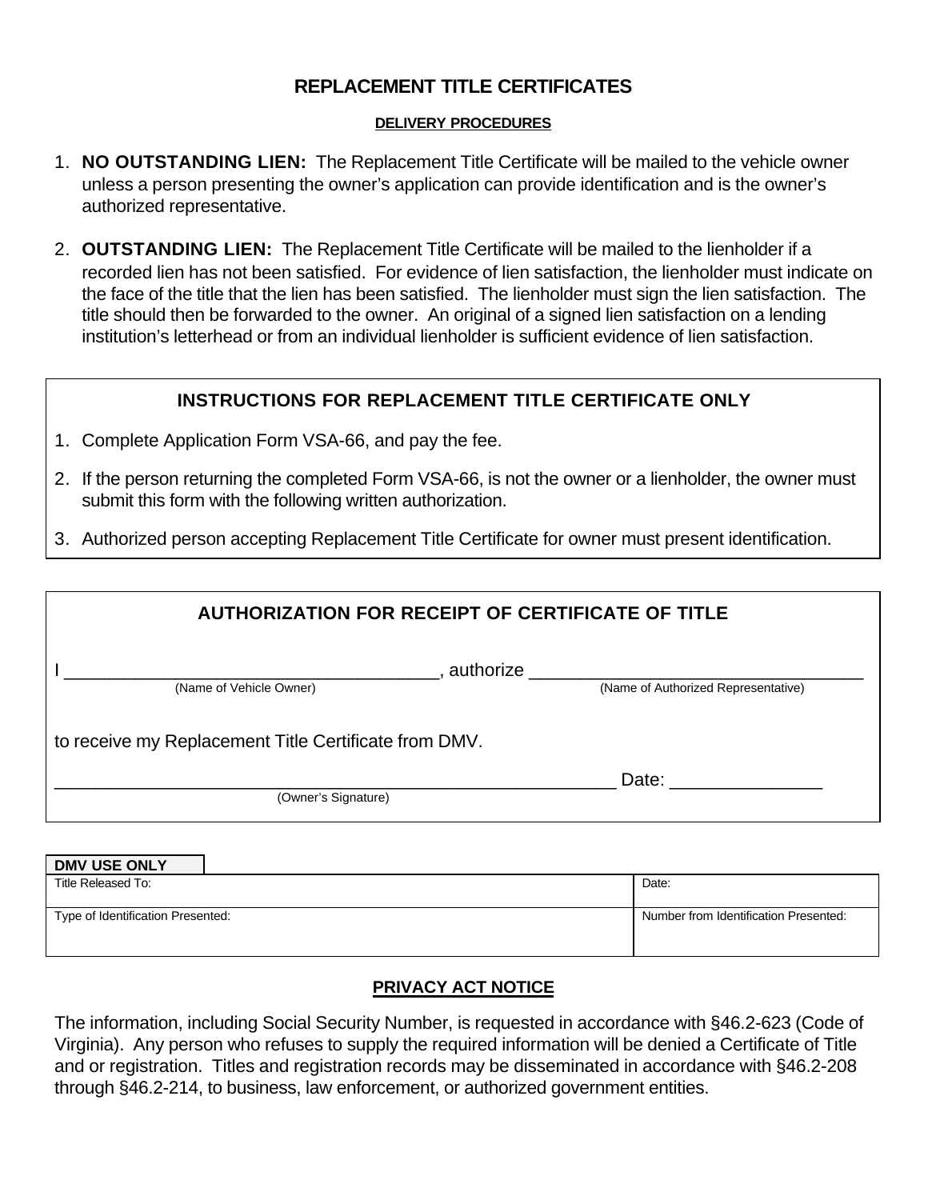# REPLACEMENT TITLE CERTIFICATES

**DELIVERY PROCEDURES**

1. **NO OUTSTANDING LIEN:** The Replacement Title Certificate will be mailed to the vehicle owner unless a person presenting the owner's application can provide identification and is the owner's authorized representative.

2. **OUTSTANDING LIEN:** The Replacement Title Certificate will be mailed to the lienholder if a recorded lien has not been satisfied. For evidence of lien satisfaction, the lienholder must indicate on the face of the title that the lien has been satisfied. The lienholder must sign the lien satisfaction. The title should then be forwarded to the owner. An original of a signed lien satisfaction on a lending institution's letterhead or from an individual lienholder is sufficient evidence of lien satisfaction.

## INSTRUCTIONS FOR REPLACEMENT TITLE CERTIFICATE ONLY

1. Complete Application Form VSA-66, and pay the fee.
2. If the person returning the completed Form VSA-66, is not the owner or a lienholder, the owner must submit this form with the following written authorization.
3. Authorized person accepting Replacement Title Certificate for owner must present identification.

## AUTHORIZATION FOR RECEIPT OF CERTIFICATE OF TITLE

I _________________________________, authorize _________________________________
(Name of Vehicle Owner) (Name of Authorized Representative)

to receive my Replacement Title Certificate from DMV.

_______________________________________________ Date: _______________
(Owner's Signature)

**DMV USE ONLY**

| | |
|---|---|
| Title Released To: | Date: |
| Type of Identification Presented: | Number from Identification Presented: |

**PRIVACY ACT NOTICE**

The information, including Social Security Number, is requested in accordance with §46.2-623 (Code of Virginia). Any person who refuses to supply the required information will be denied a Certificate of Title and or registration. Titles and registration records may be disseminated in accordance with §46.2-208 through §46.2-214, to business, law enforcement, or authorized government entities.